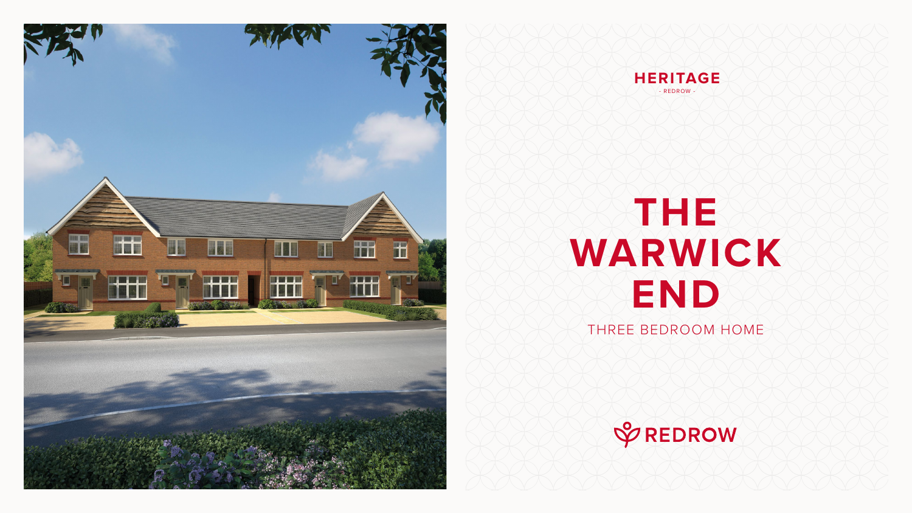HERITAGE

- REDROW -

# THE WARWICK END

THREE BEDROOM HOME

REDROW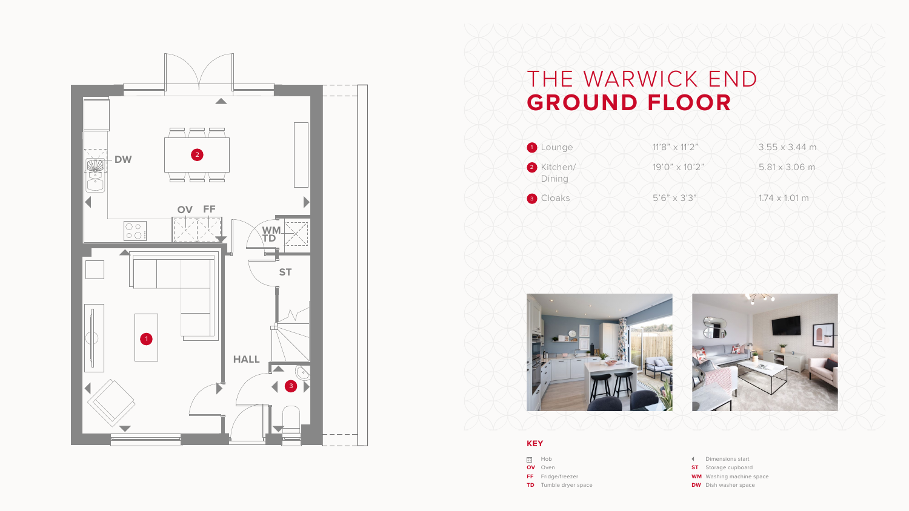# THE WARWICK END
## GROUND FLOOR

| | | |
|---|---|---|
| 1 Lounge | 11'8" x 11'2" | 3.55 x 3.44 m |
| 2 Kitchen/ Dining | 19'0" x 10'2" | 5.81 x 3.06 m |
| 3 Cloaks | 5'6" x 3'3" | 1.74 x 1.01 m |

**KEY**

- Hob
- **OV** Oven
- **FF** Fridge/freezer
- **TD** Tumble dryer space
- ◂ Dimensions start
- **ST** Storage cupboard
- **WM** Washing machine space
- **DW** Dish washer space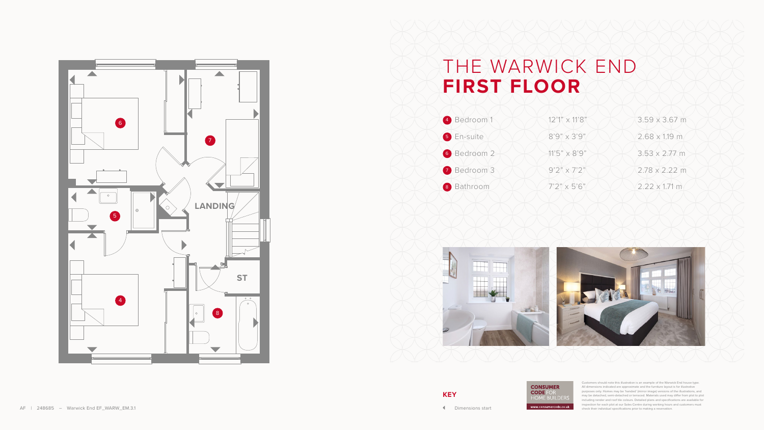# THE WARWICK END
## FIRST FLOOR

| | | |
|---|---|---|
| 4 Bedroom 1 | 12'1" x 11'8" | 3.59 x 3.67 m |
| 5 En-suite | 8'9" x 3'9" | 2.68 x 1.19 m |
| 6 Bedroom 2 | 11'5" x 8'9" | 3.53 x 2.77 m |
| 7 Bedroom 3 | 9'2" x 7'2" | 2.78 x 2.22 m |
| 8 Bathroom | 7'2" x 5'6" | 2.22 x 1.71 m |

LANDING

ST

**KEY**

◀ Dimensions start

CONSUMER CODE FOR HOME BUILDERS
www.consumercode.co.uk

Customers should note this illustration is an example of the Warwick End house type. All dimensions indicated are approximate and the furniture layout is for illustrative purposes only. Homes may be 'handed' (mirror image) versions of the illustrations, and may be detached, semi-detached or terraced. Materials used may differ from plot to plot including render and roof tile colours. Detailed plans and specifications are available for inspection for each plot at our Sales Centre during working hours and customers must check their individual specifications prior to making a reservation.

AF | 248685 – Warwick End EF_WARW_EM.3.1